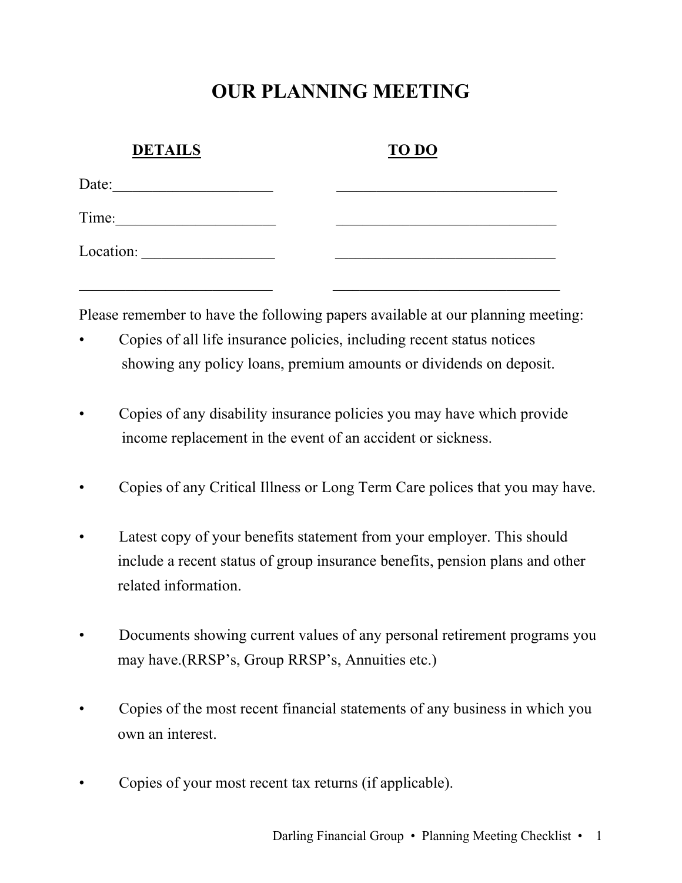# OUR PLANNING MEETING

| **DETAILS** | **TO DO** |
|---|---|
| Date:____________________ | ____________________________ |
| Time:____________________ | ____________________________ |
| Location: _________________ | ____________________________ |
| _________________________ | ____________________________ |

Please remember to have the following papers available at our planning meeting:

- Copies of all life insurance policies, including recent status notices showing any policy loans, premium amounts or dividends on deposit.

- Copies of any disability insurance policies you may have which provide income replacement in the event of an accident or sickness.

- Copies of any Critical Illness or Long Term Care polices that you may have.

- Latest copy of your benefits statement from your employer. This should include a recent status of group insurance benefits, pension plans and other related information.

- Documents showing current values of any personal retirement programs you may have.(RRSP's, Group RRSP's, Annuities etc.)

- Copies of the most recent financial statements of any business in which you own an interest.

- Copies of your most recent tax returns (if applicable).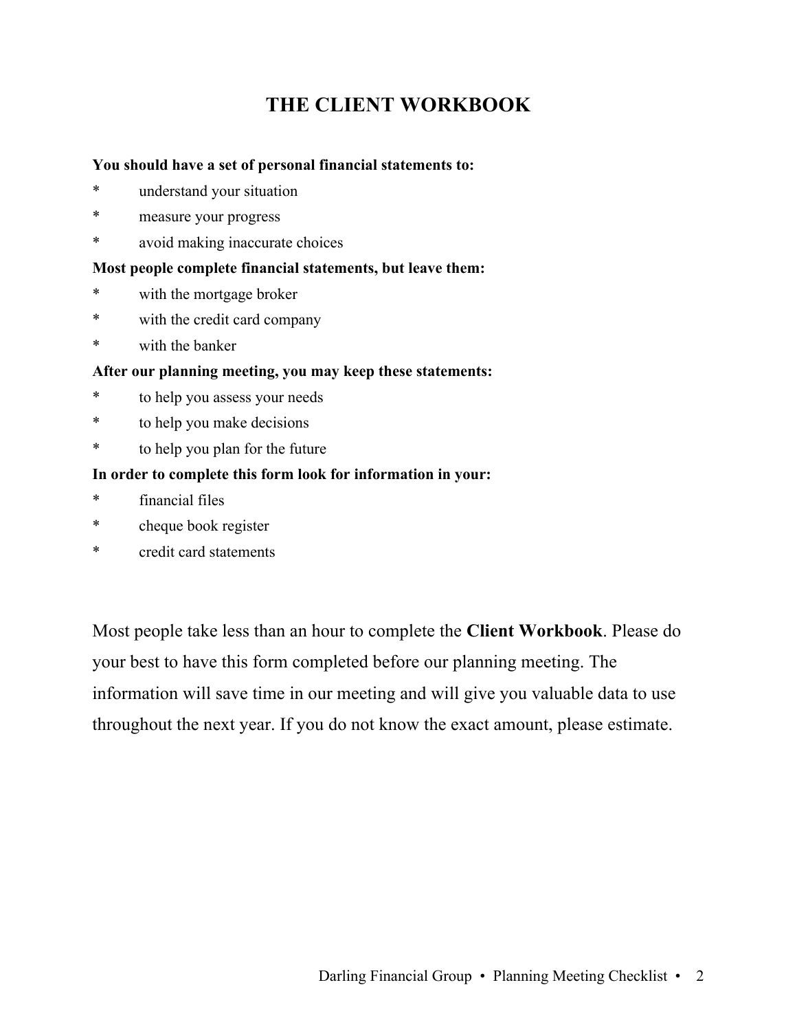# THE CLIENT WORKBOOK

**You should have a set of personal financial statements to:**

* understand your situation
* measure your progress
* avoid making inaccurate choices

**Most people complete financial statements, but leave them:**

* with the mortgage broker
* with the credit card company
* with the banker

**After our planning meeting, you may keep these statements:**

* to help you assess your needs
* to help you make decisions
* to help you plan for the future

**In order to complete this form look for information in your:**

* financial files
* cheque book register
* credit card statements

Most people take less than an hour to complete the **Client Workbook**. Please do your best to have this form completed before our planning meeting. The information will save time in our meeting and will give you valuable data to use throughout the next year. If you do not know the exact amount, please estimate.